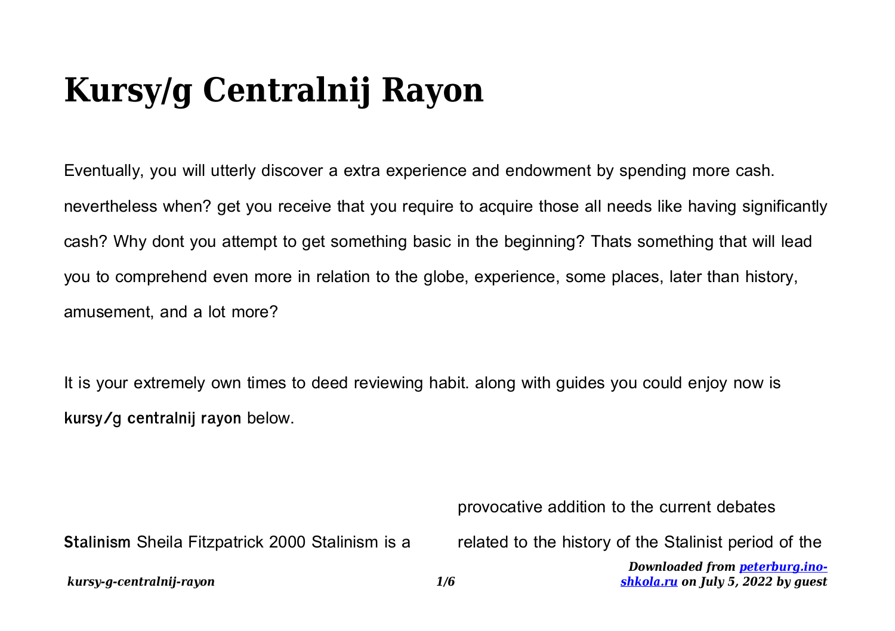# Kursy/g Centralnij Rayon

Eventually, you will utterly discover a extra experience and endowment by spending more cash. nevertheless when? get you receive that you require to acquire those all needs like having significantly cash? Why dont you attempt to get something basic in the beginning? Thats something that will lead you to comprehend even more in relation to the globe, experience, some places, later than history, amusement, and a lot more?

It is your extremely own times to deed reviewing habit. along with guides you could enjoy now is **kursy/g centralnij rayon** below.

**Stalinism** Sheila Fitzpatrick 2000 Stalinism is a provocative addition to the current debates related to the history of the Stalinist period of the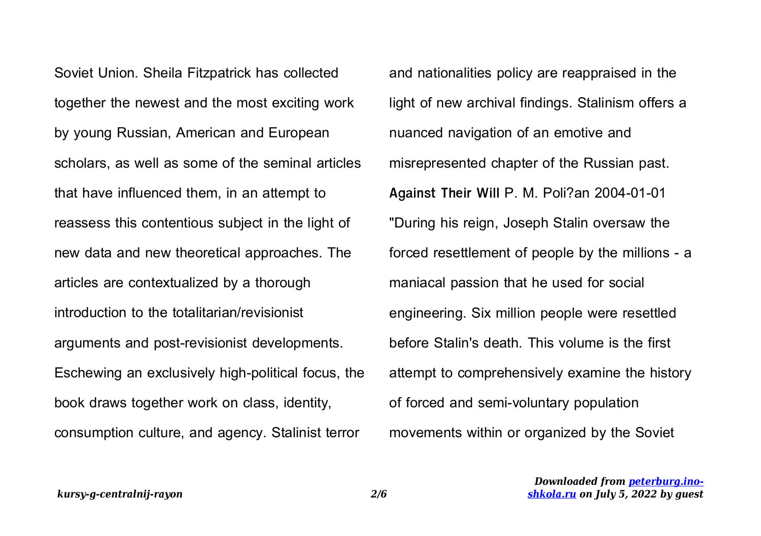Soviet Union. Sheila Fitzpatrick has collected together the newest and the most exciting work by young Russian, American and European scholars, as well as some of the seminal articles that have influenced them, in an attempt to reassess this contentious subject in the light of new data and new theoretical approaches. The articles are contextualized by a thorough introduction to the totalitarian/revisionist arguments and post-revisionist developments. Eschewing an exclusively high-political focus, the book draws together work on class, identity, consumption culture, and agency. Stalinist terror and nationalities policy are reappraised in the light of new archival findings. Stalinism offers a nuanced navigation of an emotive and misrepresented chapter of the Russian past.

**Against Their Will** P. M. Poli?an 2004-01-01 "During his reign, Joseph Stalin oversaw the forced resettlement of people by the millions - a maniacal passion that he used for social engineering. Six million people were resettled before Stalin's death. This volume is the first attempt to comprehensively examine the history of forced and semi-voluntary population movements within or organized by the Soviet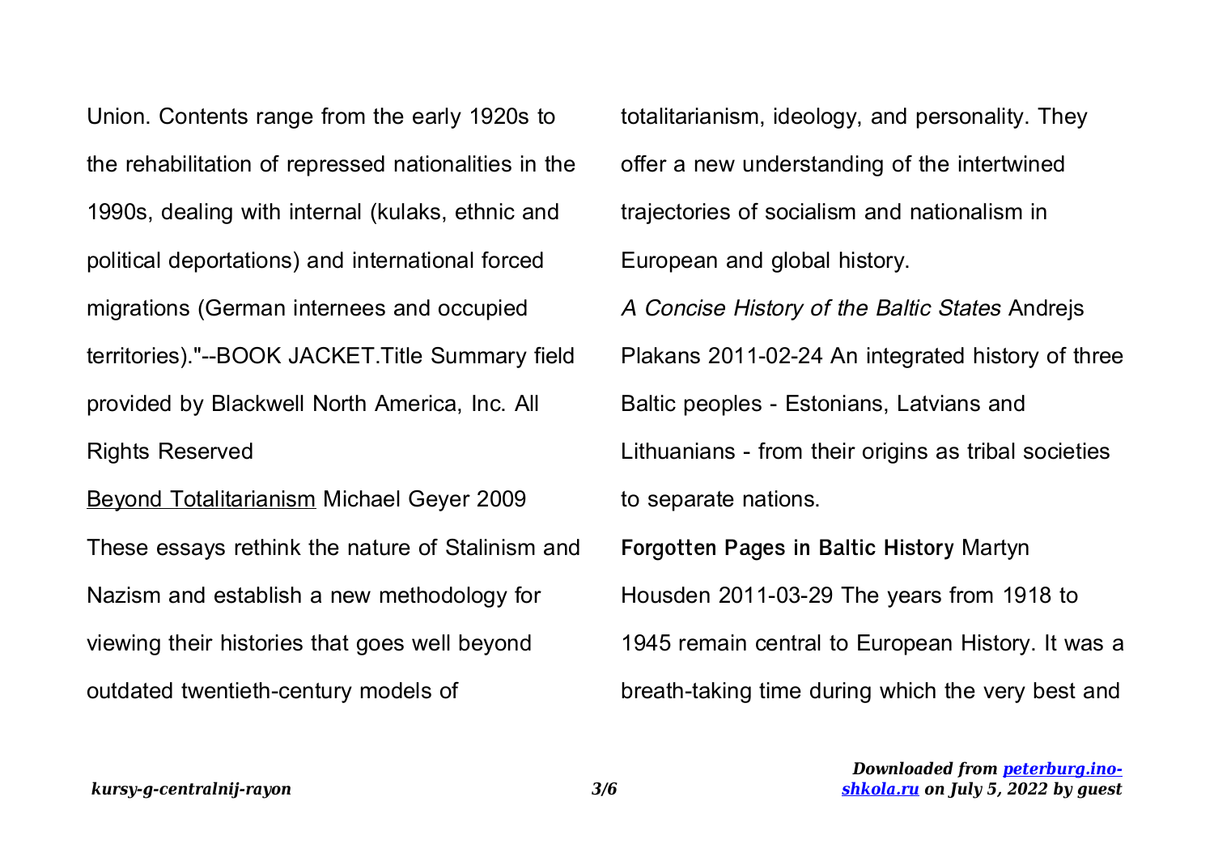Union. Contents range from the early 1920s to the rehabilitation of repressed nationalities in the 1990s, dealing with internal (kulaks, ethnic and political deportations) and international forced migrations (German internees and occupied territories)."--BOOK JACKET.Title Summary field provided by Blackwell North America, Inc. All Rights Reserved

Beyond Totalitarianism Michael Geyer 2009 These essays rethink the nature of Stalinism and Nazism and establish a new methodology for viewing their histories that goes well beyond outdated twentieth-century models of totalitarianism, ideology, and personality. They offer a new understanding of the intertwined trajectories of socialism and nationalism in European and global history.

*A Concise History of the Baltic States* Andrejs Plakans 2011-02-24 An integrated history of three Baltic peoples - Estonians, Latvians and Lithuanians - from their origins as tribal societies to separate nations.

**Forgotten Pages in Baltic History** Martyn Housden 2011-03-29 The years from 1918 to 1945 remain central to European History. It was a breath-taking time during which the very best and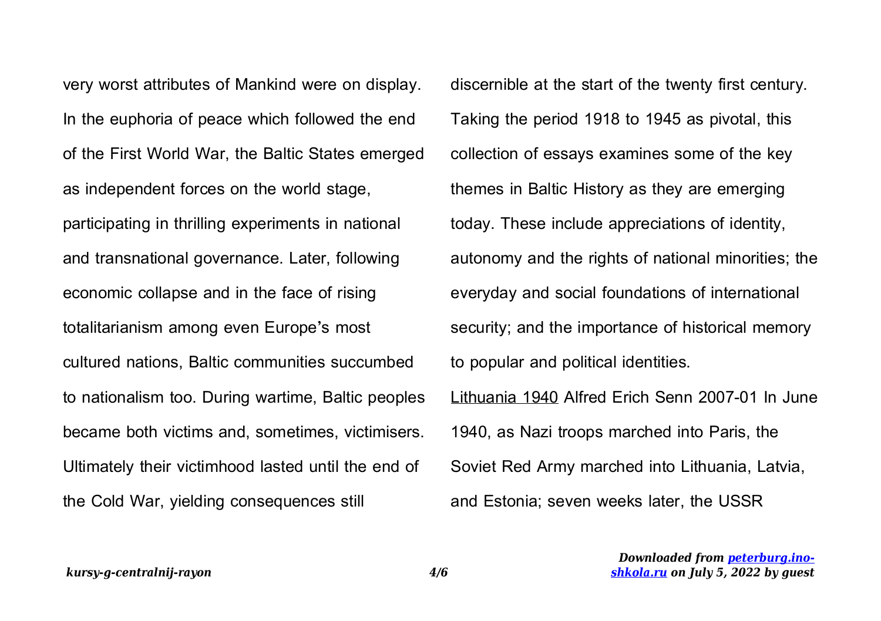very worst attributes of Mankind were on display. In the euphoria of peace which followed the end of the First World War, the Baltic States emerged as independent forces on the world stage, participating in thrilling experiments in national and transnational governance. Later, following economic collapse and in the face of rising totalitarianism among even Europe's most cultured nations, Baltic communities succumbed to nationalism too. During wartime, Baltic peoples became both victims and, sometimes, victimisers. Ultimately their victimhood lasted until the end of the Cold War, yielding consequences still discernible at the start of the twenty first century. Taking the period 1918 to 1945 as pivotal, this collection of essays examines some of the key themes in Baltic History as they are emerging today. These include appreciations of identity, autonomy and the rights of national minorities; the everyday and social foundations of international security; and the importance of historical memory to popular and political identities.

Lithuania 1940 Alfred Erich Senn 2007-01 In June 1940, as Nazi troops marched into Paris, the Soviet Red Army marched into Lithuania, Latvia, and Estonia; seven weeks later, the USSR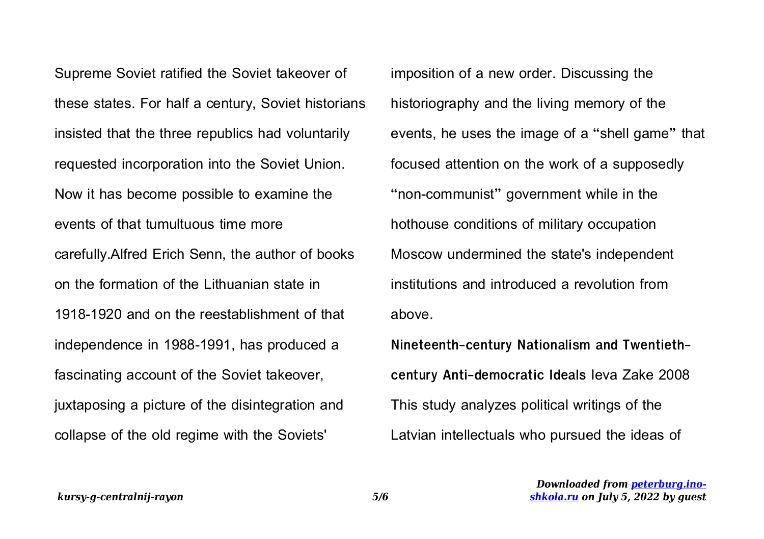Supreme Soviet ratified the Soviet takeover of these states. For half a century, Soviet historians insisted that the three republics had voluntarily requested incorporation into the Soviet Union. Now it has become possible to examine the events of that tumultuous time more carefully.Alfred Erich Senn, the author of books on the formation of the Lithuanian state in 1918-1920 and on the reestablishment of that independence in 1988-1991, has produced a fascinating account of the Soviet takeover, juxtaposing a picture of the disintegration and collapse of the old regime with the Soviets' imposition of a new order. Discussing the historiography and the living memory of the events, he uses the image of a "shell game" that focused attention on the work of a supposedly "non-communist" government while in the hothouse conditions of military occupation Moscow undermined the state's independent institutions and introduced a revolution from above.

**Nineteenth-century Nationalism and Twentieth-century Anti-democratic Ideals** Ieva Zake 2008 This study analyzes political writings of the Latvian intellectuals who pursued the ideas of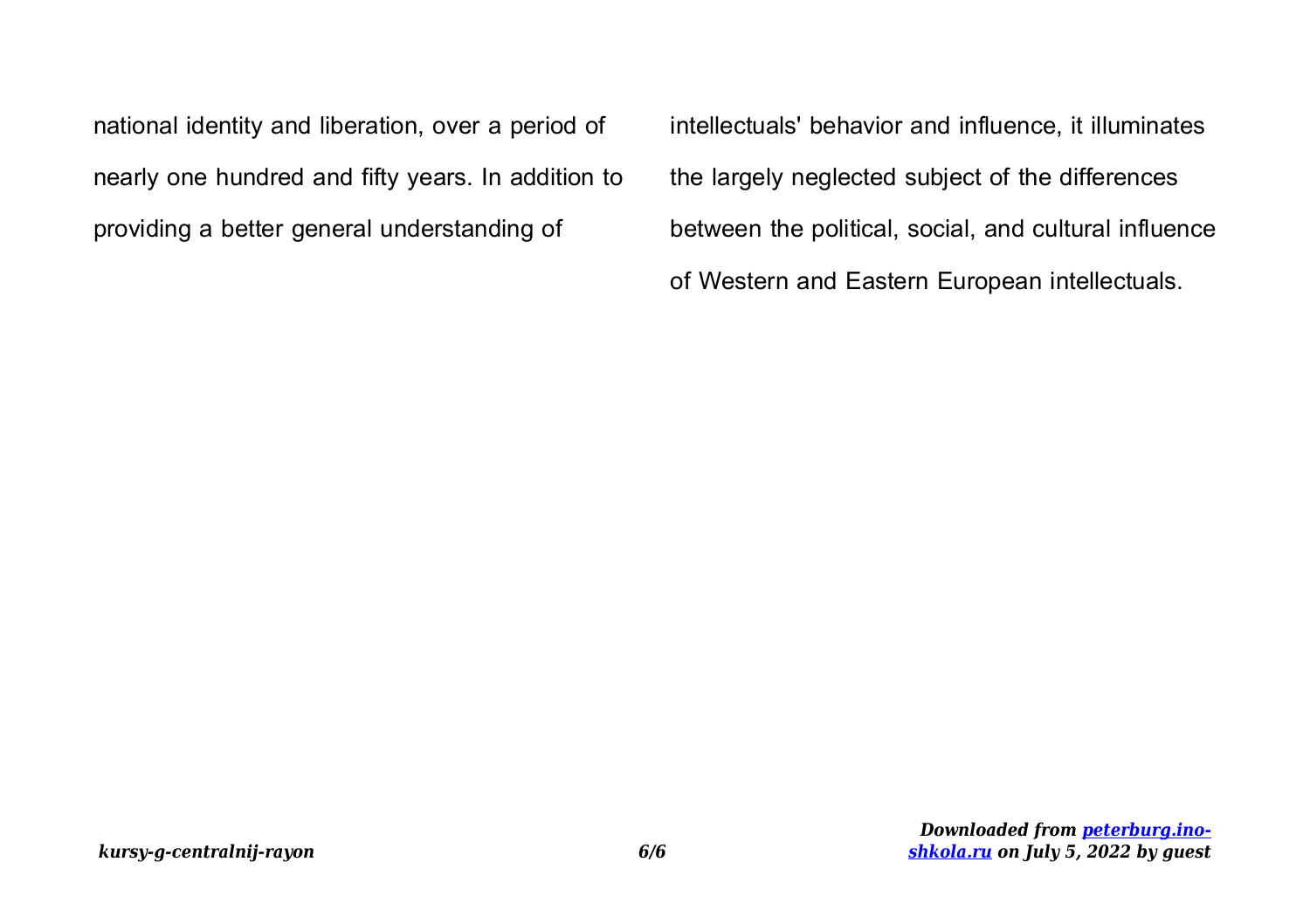national identity and liberation, over a period of nearly one hundred and fifty years. In addition to providing a better general understanding of intellectuals' behavior and influence, it illuminates the largely neglected subject of the differences between the political, social, and cultural influence of Western and Eastern European intellectuals.